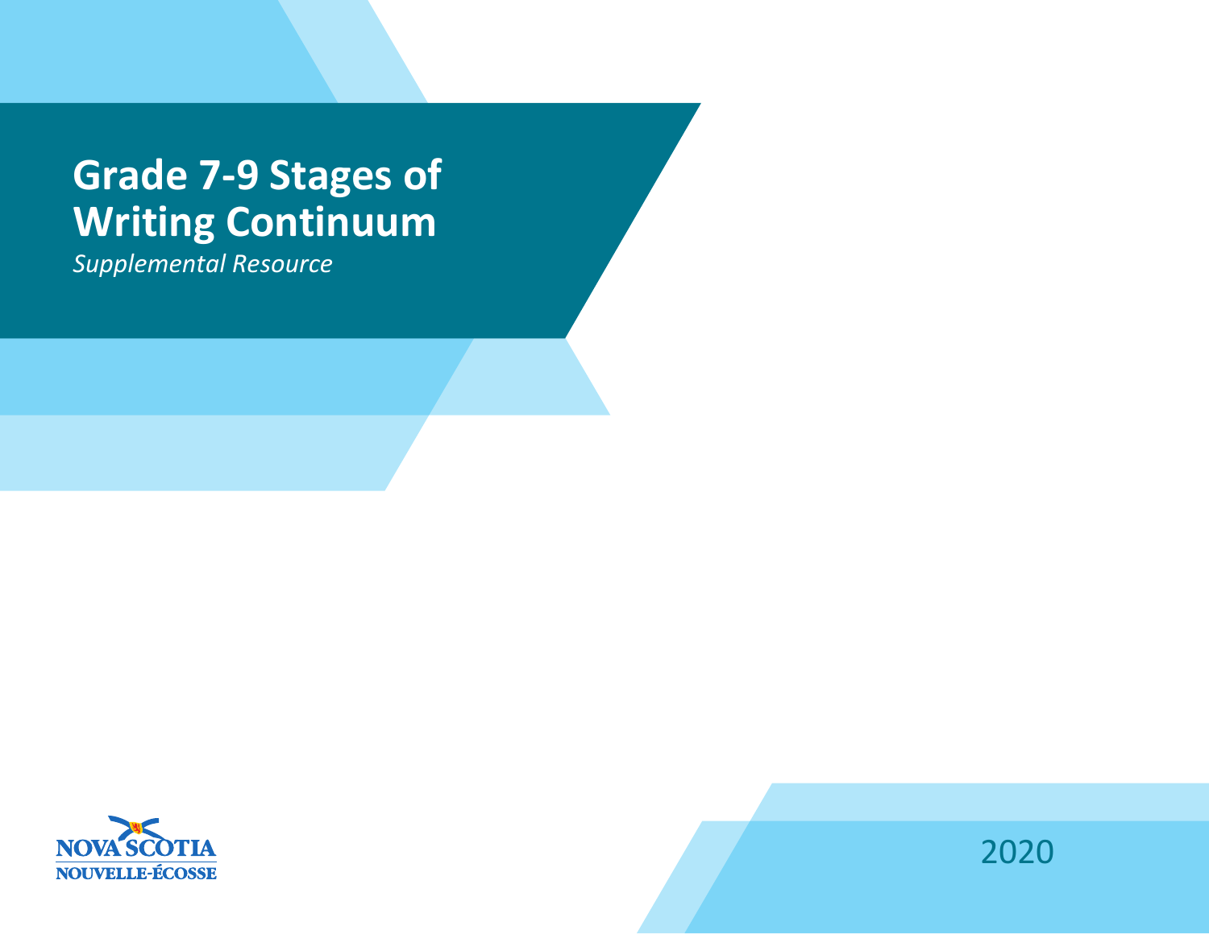# Grade 7-9 Stages of Writing Continuum

*Supplemental Resource*

NOVA SCOTIA
NOUVELLE-ÉCOSSE

2020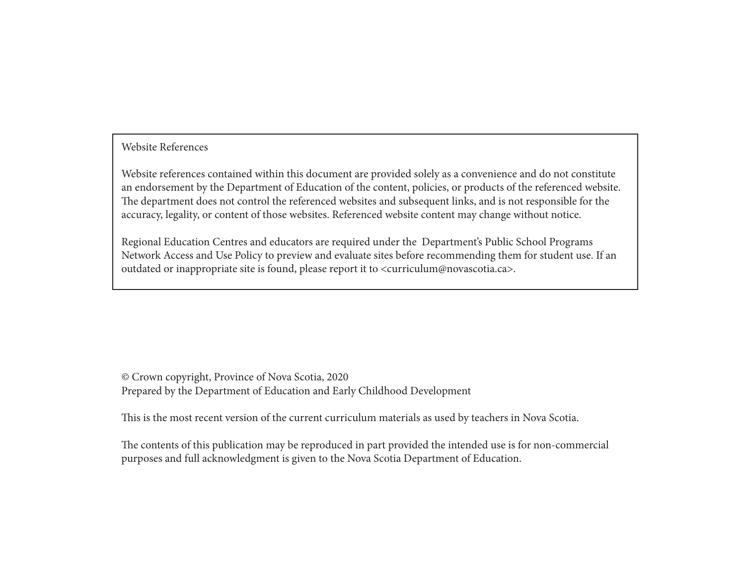## Website References

Website references contained within this document are provided solely as a convenience and do not constitute an endorsement by the Department of Education of the content, policies, or products of the referenced website. The department does not control the referenced websites and subsequent links, and is not responsible for the accuracy, legality, or content of those websites. Referenced website content may change without notice.

Regional Education Centres and educators are required under the Department's Public School Programs Network Access and Use Policy to preview and evaluate sites before recommending them for student use. If an outdated or inappropriate site is found, please report it to <curriculum@novascotia.ca>.

© Crown copyright, Province of Nova Scotia, 2020
Prepared by the Department of Education and Early Childhood Development

This is the most recent version of the current curriculum materials as used by teachers in Nova Scotia.

The contents of this publication may be reproduced in part provided the intended use is for non-commercial purposes and full acknowledgment is given to the Nova Scotia Department of Education.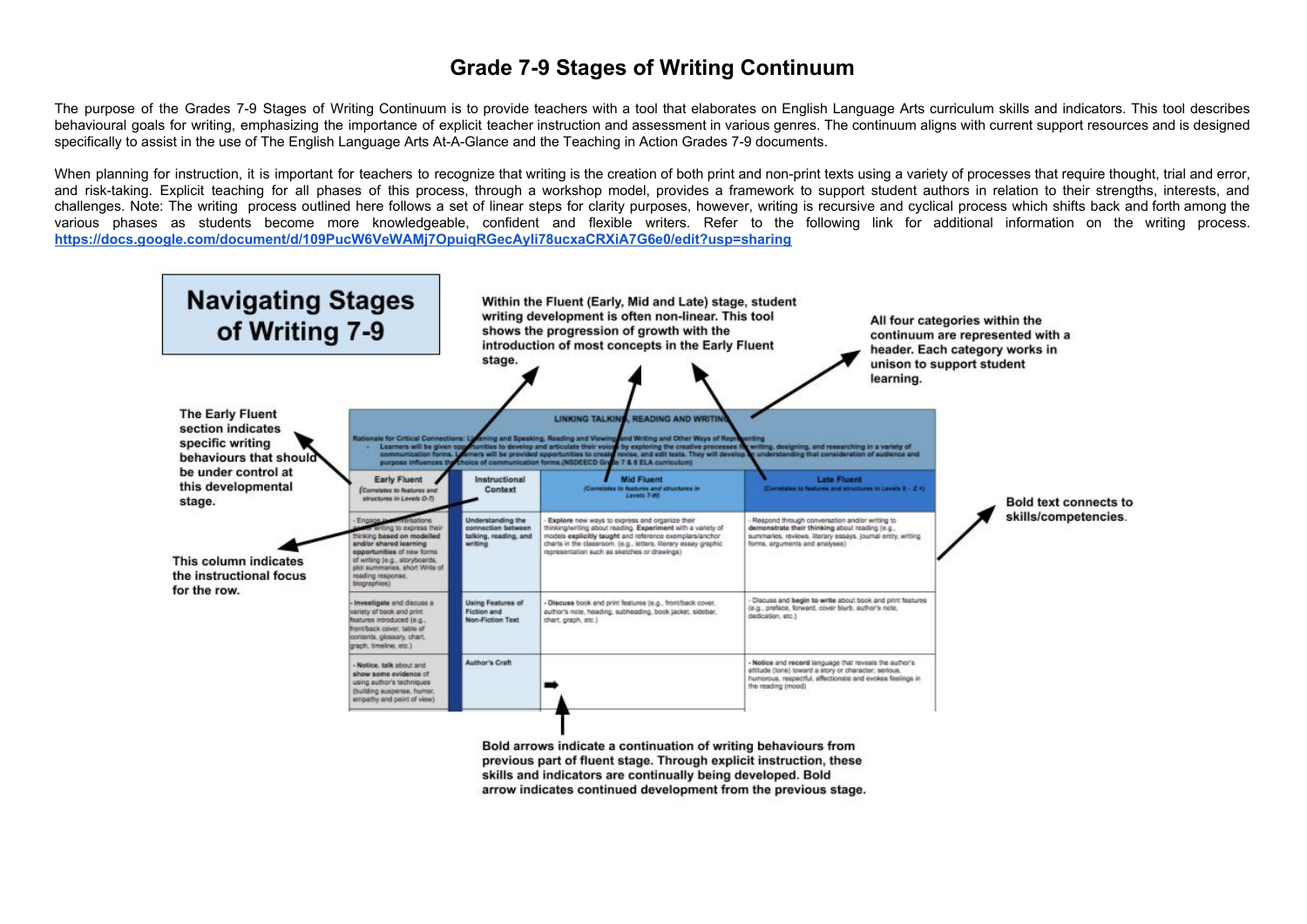# Grade 7-9 Stages of Writing Continuum

The purpose of the Grades 7-9 Stages of Writing Continuum is to provide teachers with a tool that elaborates on English Language Arts curriculum skills and indicators. This tool describes behavioural goals for writing, emphasizing the importance of explicit teacher instruction and assessment in various genres. The continuum aligns with current support resources and is designed specifically to assist in the use of The English Language Arts At-A-Glance and the Teaching in Action Grades 7-9 documents.

When planning for instruction, it is important for teachers to recognize that writing is the creation of both print and non-print texts using a variety of processes that require thought, trial and error, and risk-taking. Explicit teaching for all phases of this process, through a workshop model, provides a framework to support student authors in relation to their strengths, interests, and challenges. Note: The writing process outlined here follows a set of linear steps for clarity purposes, however, writing is recursive and cyclical process which shifts back and forth among the various phases as students become more knowledgeable, confident and flexible writers. Refer to the following link for additional information on the writing process. **https://docs.google.com/document/d/109PucW6VeWAMj7OpuiqRGecAyli78ucxaCRXiA7G6e0/edit?usp=sharing**

## Navigating Stages of Writing 7-9

**Within the Fluent (Early, Mid and Late) stage, student writing development is often non-linear. This tool shows the progression of growth with the introduction of most concepts in the Early Fluent stage.**

**All four categories within the continuum are represented with a header. Each category works in unison to support student learning.**

**The Early Fluent section indicates specific writing behaviours that should be under control at this developmental stage.**

**This column indicates the instructional focus for the row.**

**Bold text connects to skills/competencies.**

**Bold arrows indicate a continuation of writing behaviours from previous part of fluent stage. Through explicit instruction, these skills and indicators are continually being developed. Bold arrow indicates continued development from the previous stage.**

**LINKING TALKING, READING AND WRITING**

Rationale for Critical Connections: Listening and Speaking, Reading and Viewing and Writing and Other Ways of Representing

- Learners will be given opportunities to develop and articulate their voices by exploring the creative processes for writing, designing, and researching in a variety of communication forms. Learners will be provided opportunities to create, revise, and edit texts. They will develop an understanding that consideration of audience and purpose influences the choice of communication forms. (NSDEECD Grade 7 & 8 ELA curriculum)

| Early Fluent (Correlates to features and structures in Levels O-T) | Instructional Context | Mid Fluent (Correlates to features and structures in Levels T-W) | Late Fluent (Correlates to features and structures in Levels X - Z +) |
|---|---|---|---|
| - Engage in conversations and/or writing to express their thinking **based on modelled and/or shared learning opportunities** of new forms of writing (e.g., storyboards, plot summaries, short Write of reading response, biographies) | Understanding the connection between talking, reading, and writing | - **Explore** new ways to express and organize their thinking/writing about reading. **Experiment** with a variety of models **explicitly taught** and reference exemplars/anchor charts in the classroom. (e.g., letters, literary essay graphic representation such as sketches or drawings) | - Respond through conversation and/or writing to **demonstrate their thinking** about reading (e.g., summaries, reviews, literary essays, journal entry, writing forms, arguments and analyses) |
| - **Investigate** and discuss a variety of book and print features introduced (e.g., front/back cover, table of contents, glossary, chart, graph, timeline, etc.) | Using Features of Fiction and Non-Fiction Text | - **Discuss** book and print features (e.g., front/back cover, author's note, heading, subheading, book jacket, sidebar, chart, graph, etc.) | - Discuss and **begin to write** about book and print features (e.g., preface, forward, cover blurb, author's note, dedication, etc.) |
| - **Notice, talk** about and **show some evidence** of using author's techniques (building suspense, humor, empathy and point of view) | Author's Craft | ➡ | - **Notice** and **record** language that reveals the author's attitude (tone) toward a story or character: serious, humorous, respectful, affectionate and evokes feelings in the reading (mood) |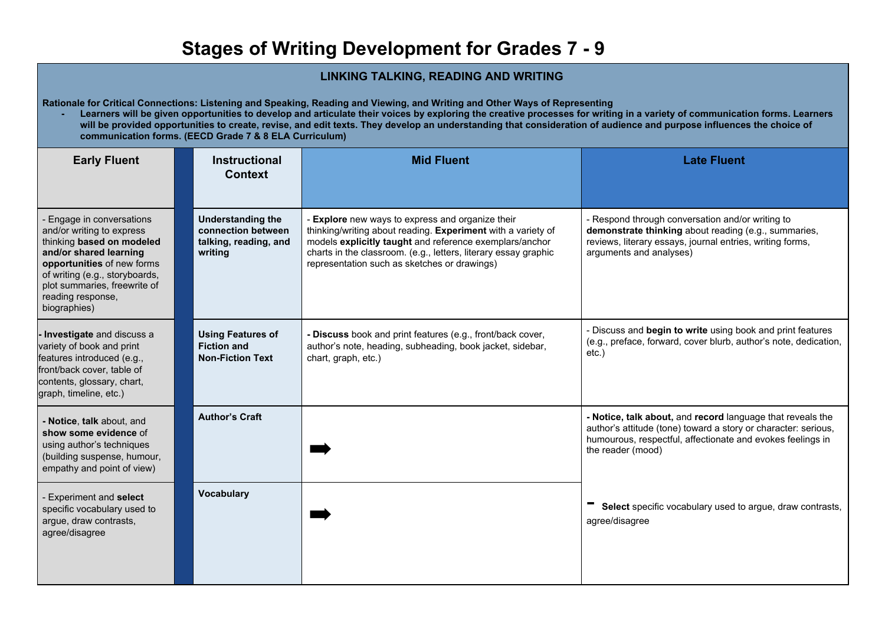# Stages of Writing Development for Grades 7 - 9

## LINKING TALKING, READING AND WRITING

**Rationale for Critical Connections: Listening and Speaking, Reading and Viewing, and Writing and Other Ways of Representing**

- **Learners will be given opportunities to develop and articulate their voices by exploring the creative processes for writing in a variety of communication forms. Learners will be provided opportunities to create, revise, and edit texts. They develop an understanding that consideration of audience and purpose influences the choice of communication forms. (EECD Grade 7 & 8 ELA Curriculum)**

| Early Fluent | Instructional Context | Mid Fluent | Late Fluent |
|---|---|---|---|
| - Engage in conversations and/or writing to express thinking **based on modeled and/or shared learning opportunities** of new forms of writing (e.g., storyboards, plot summaries, freewrite of reading response, biographies) | **Understanding the connection between talking, reading, and writing** | - **Explore** new ways to express and organize their thinking/writing about reading. **Experiment** with a variety of models **explicitly taught** and reference exemplars/anchor charts in the classroom. (e.g., letters, literary essay graphic representation such as sketches or drawings) | - Respond through conversation and/or writing to **demonstrate thinking** about reading (e.g., summaries, reviews, literary essays, journal entries, writing forms, arguments and analyses) |
| **- Investigate** and discuss a variety of book and print features introduced (e.g., front/back cover, table of contents, glossary, chart, graph, timeline, etc.) | **Using Features of Fiction and Non-Fiction Text** | - **Discuss** book and print features (e.g., front/back cover, author's note, heading, subheading, book jacket, sidebar, chart, graph, etc.) | - Discuss and **begin to write** using book and print features (e.g., preface, forward, cover blurb, author's note, dedication, etc.) |
| **- Notice**, **talk** about, and **show some evidence** of using author's techniques (building suspense, humour, empathy and point of view) | **Author's Craft** | ➡ | **- Notice, talk about,** and **record** language that reveals the author's attitude (tone) toward a story or character: serious, humourous, respectful, affectionate and evokes feelings in the reader (mood) |
| - Experiment and **select** specific vocabulary used to argue, draw contrasts, agree/disagree | **Vocabulary** | ➡ | - **Select** specific vocabulary used to argue, draw contrasts, agree/disagree |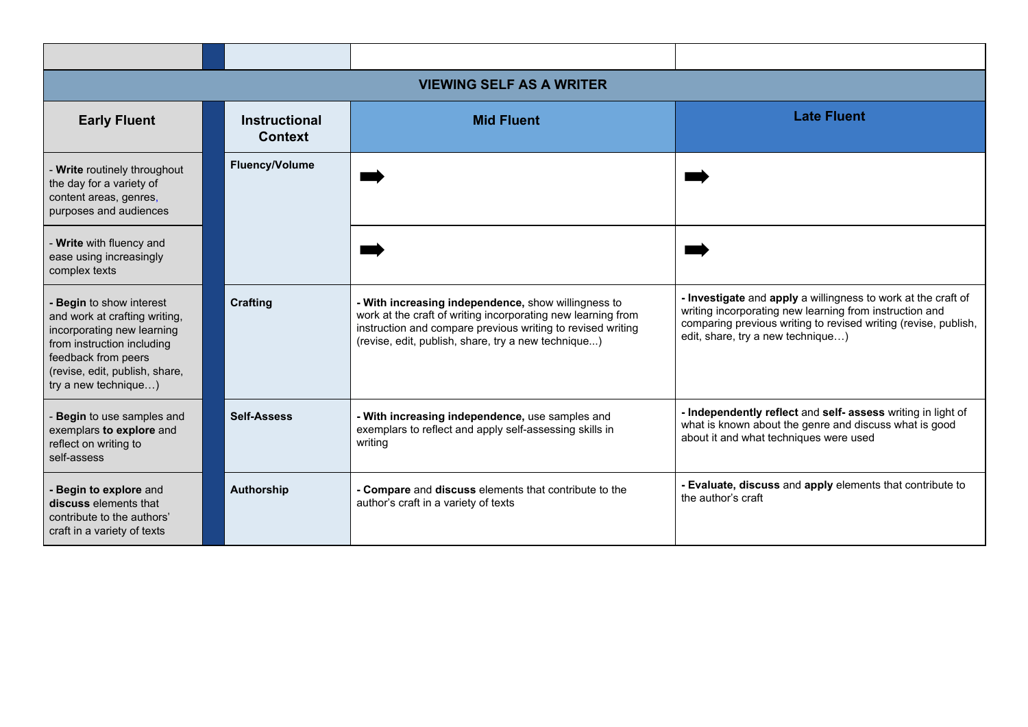| Early Fluent | Instructional Context | Mid Fluent | Late Fluent |
|---|---|---|---|
| **VIEWING SELF AS A WRITER** | | | |
| - **Write** routinely throughout the day for a variety of content areas, genres, purposes and audiences | **Fluency/Volume** | ➡ | ➡ |
| - **Write** with fluency and ease using increasingly complex texts | | ➡ | ➡ |
| **- Begin** to show interest and work at crafting writing, incorporating new learning from instruction including feedback from peers (revise, edit, publish, share, try a new technique…) | **Crafting** | **- With increasing independence,** show willingness to work at the craft of writing incorporating new learning from instruction and compare previous writing to revised writing (revise, edit, publish, share, try a new technique...) | **- Investigate** and **apply** a willingness to work at the craft of writing incorporating new learning from instruction and comparing previous writing to revised writing (revise, publish, edit, share, try a new technique…) |
| - **Begin** to use samples and exemplars **to explore** and reflect on writing to self-assess | **Self-Assess** | **- With increasing independence,** use samples and exemplars to reflect and apply self-assessing skills in writing | **- Independently reflect** and **self- assess** writing in light of what is known about the genre and discuss what is good about it and what techniques were used |
| **- Begin to explore** and **discuss** elements that contribute to the authors' craft in a variety of texts | **Authorship** | **- Compare** and **discuss** elements that contribute to the author's craft in a variety of texts | **- Evaluate, discuss** and **apply** elements that contribute to the author's craft |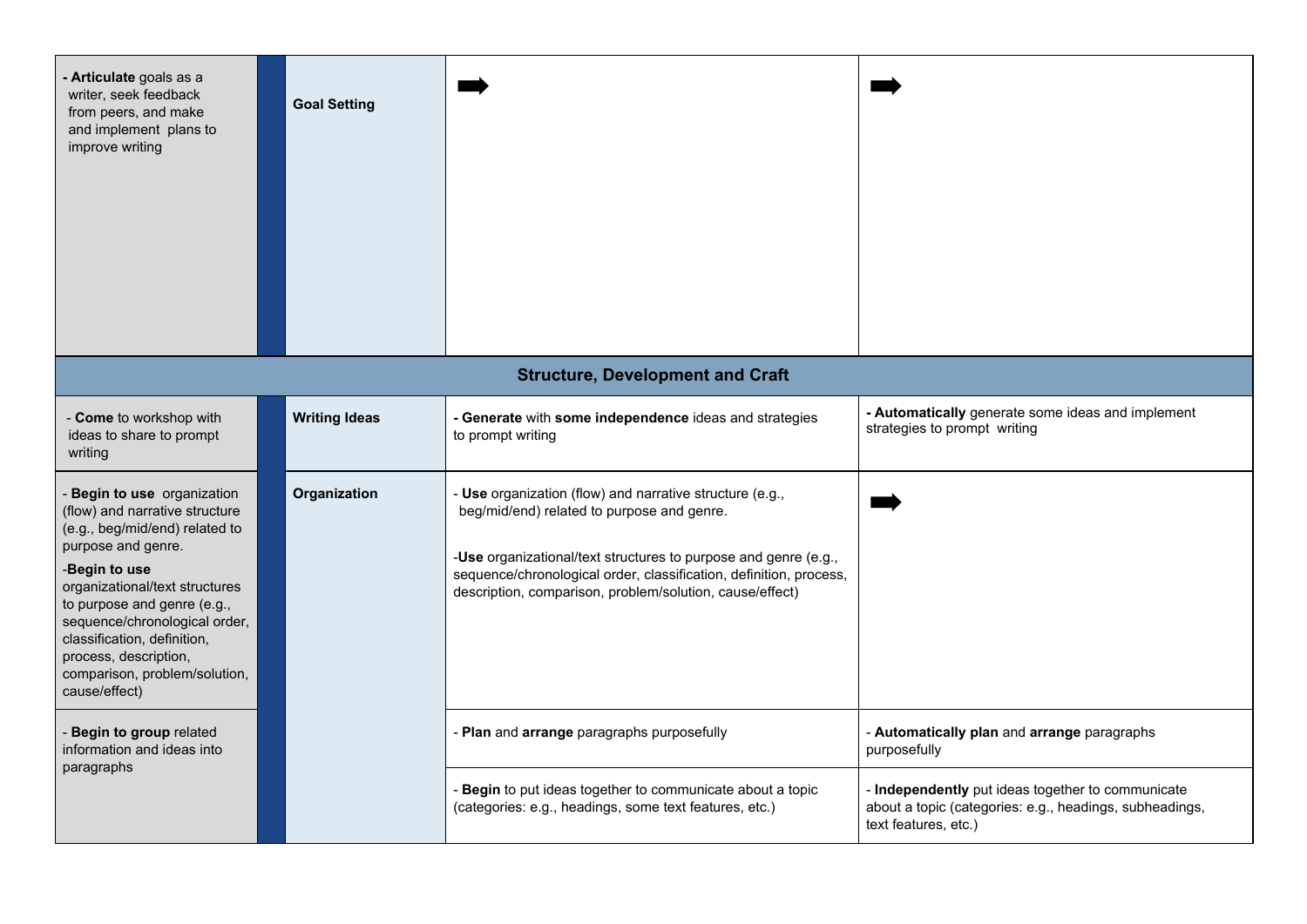| | | | |
|---|---|---|---|
| - **Articulate** goals as a writer, seek feedback from peers, and make and implement plans to improve writing | **Goal Setting** | ➡ | ➡ |
| **Structure, Development and Craft** | | | |
| - **Come** to workshop with ideas to share to prompt writing | **Writing Ideas** | **- Generate** with **some independence** ideas and strategies to prompt writing | **- Automatically** generate some ideas and implement strategies to prompt writing |
| - **Begin to use** organization (flow) and narrative structure (e.g., beg/mid/end) related to purpose and genre.<br><br>-**Begin to use** organizational/text structures to purpose and genre (e.g., sequence/chronological order, classification, definition, process, description, comparison, problem/solution, cause/effect) | **Organization** | - **Use** organization (flow) and narrative structure (e.g., beg/mid/end) related to purpose and genre.<br><br>-**Use** organizational/text structures to purpose and genre (e.g., sequence/chronological order, classification, definition, process, description, comparison, problem/solution, cause/effect) | ➡ |
| - **Begin to group** related information and ideas into paragraphs | | - **Plan** and **arrange** paragraphs purposefully | - **Automatically plan** and **arrange** paragraphs purposefully |
| | | - **Begin** to put ideas together to communicate about a topic (categories: e.g., headings, some text features, etc.) | - **Independently** put ideas together to communicate about a topic (categories: e.g., headings, subheadings, text features, etc.) |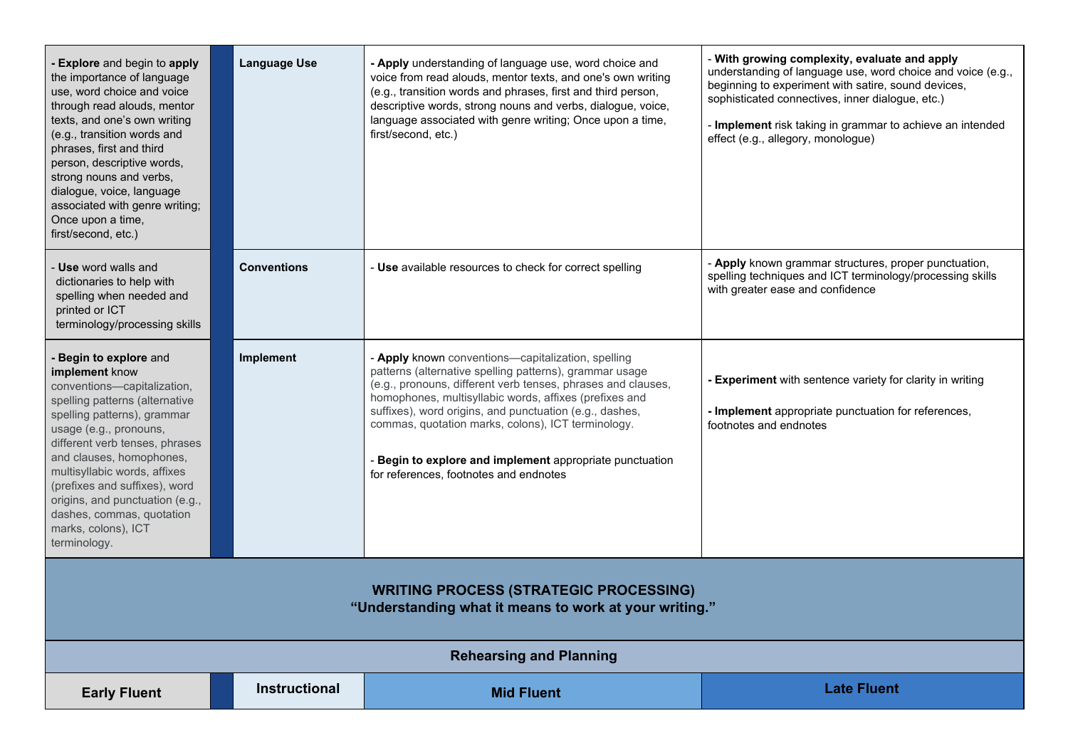| Early Fluent | | Instructional | Mid Fluent | Late Fluent |
|---|---|---|---|---|
| - **Explore** and begin to **apply** the importance of language use, word choice and voice through read alouds, mentor texts, and one's own writing (e.g., transition words and phrases, first and third person, descriptive words, strong nouns and verbs, dialogue, voice, language associated with genre writing; Once upon a time, first/second, etc.) | | **Language Use** | - **Apply** understanding of language use, word choice and voice from read alouds, mentor texts, and one's own writing (e.g., transition words and phrases, first and third person, descriptive words, strong nouns and verbs, dialogue, voice, language associated with genre writing; Once upon a time, first/second, etc.) | - **With growing complexity, evaluate and apply** understanding of language use, word choice and voice (e.g., beginning to experiment with satire, sound devices, sophisticated connectives, inner dialogue, etc.)<br><br>- **Implement** risk taking in grammar to achieve an intended effect (e.g., allegory, monologue) |
| - **Use** word walls and dictionaries to help with spelling when needed and printed or ICT terminology/processing skills | | **Conventions** | - **Use** available resources to check for correct spelling | - **Apply** known grammar structures, proper punctuation, spelling techniques and ICT terminology/processing skills with greater ease and confidence |
| - **Begin to explore** and **implement** know conventions—capitalization, spelling patterns (alternative spelling patterns), grammar usage (e.g., pronouns, different verb tenses, phrases and clauses, homophones, multisyllabic words, affixes (prefixes and suffixes), word origins, and punctuation (e.g., dashes, commas, quotation marks, colons), ICT terminology. | | **Implement** | - **Apply** known conventions—capitalization, spelling patterns (alternative spelling patterns), grammar usage (e.g., pronouns, different verb tenses, phrases and clauses, homophones, multisyllabic words, affixes (prefixes and suffixes), word origins, and punctuation (e.g., dashes, commas, quotation marks, colons), ICT terminology.<br><br>- **Begin to explore and implement** appropriate punctuation for references, footnotes and endnotes | - **Experiment** with sentence variety for clarity in writing<br><br>- **Implement** appropriate punctuation for references, footnotes and endnotes |

## WRITING PROCESS (STRATEGIC PROCESSING)
**"Understanding what it means to work at your writing."**

### Rehearsing and Planning

| Early Fluent | | Instructional | Mid Fluent | Late Fluent |
|---|---|---|---|---|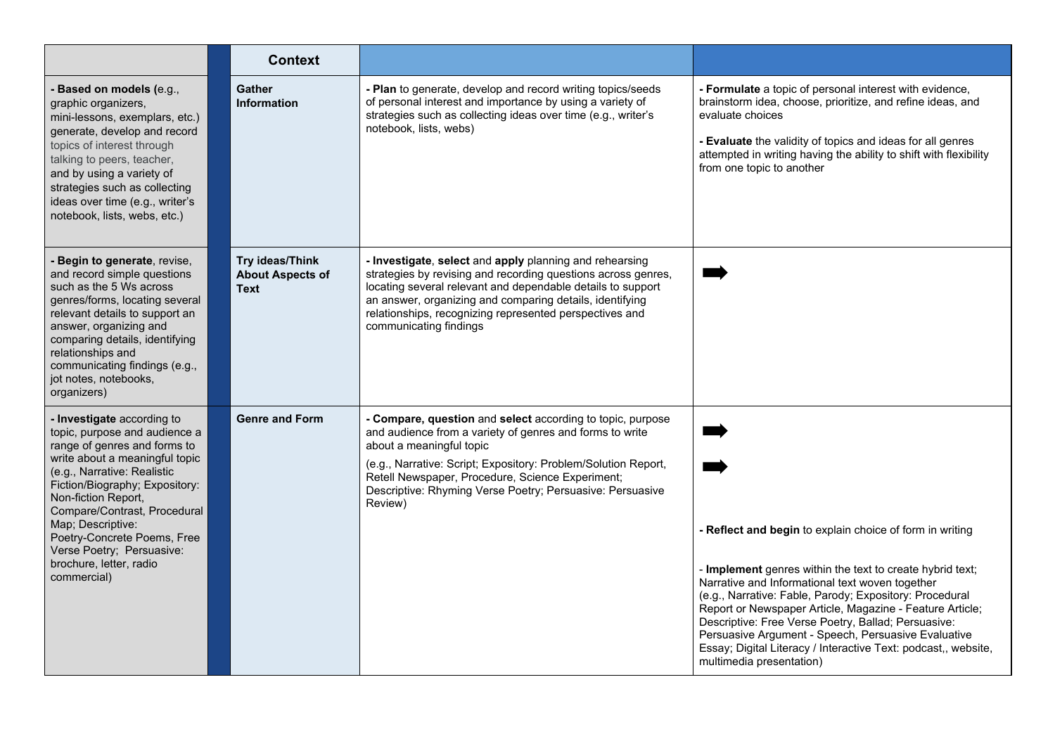| | | Context | | |
|---|---|---|---|---|
| **- Based on models (**e.g., graphic organizers, mini-lessons, exemplars, etc.) generate, develop and record topics of interest through talking to peers, teacher, and by using a variety of strategies such as collecting ideas over time (e.g., writer's notebook, lists, webs, etc.) | | **Gather Information** | **- Plan** to generate, develop and record writing topics/seeds of personal interest and importance by using a variety of strategies such as collecting ideas over time (e.g., writer's notebook, lists, webs) | **- Formulate** a topic of personal interest with evidence, brainstorm idea, choose, prioritize, and refine ideas, and evaluate choices<br><br>**- Evaluate** the validity of topics and ideas for all genres attempted in writing having the ability to shift with flexibility from one topic to another |
| **- Begin to generate**, revise, and record simple questions such as the 5 Ws across genres/forms, locating several relevant details to support an answer, organizing and comparing details, identifying relationships and communicating findings (e.g., jot notes, notebooks, organizers) | | **Try ideas/Think About Aspects of Text** | **- Investigate**, **select** and **apply** planning and rehearsing strategies by revising and recording questions across genres, locating several relevant and dependable details to support an answer, organizing and comparing details, identifying relationships, recognizing represented perspectives and communicating findings | ➡ |
| **- Investigate** according to topic, purpose and audience a range of genres and forms to write about a meaningful topic (e.g., Narrative: Realistic Fiction/Biography; Expository: Non-fiction Report, Compare/Contrast, Procedural Map; Descriptive: Poetry-Concrete Poems, Free Verse Poetry; Persuasive: brochure, letter, radio commercial) | | **Genre and Form** | **- Compare, question** and **select** according to topic, purpose and audience from a variety of genres and forms to write about a meaningful topic<br><br>(e.g., Narrative: Script; Expository: Problem/Solution Report, Retell Newspaper, Procedure, Science Experiment; Descriptive: Rhyming Verse Poetry; Persuasive: Persuasive Review) | ➡<br><br>➡<br><br>**- Reflect and begin** to explain choice of form in writing<br><br>- **Implement** genres within the text to create hybrid text; Narrative and Informational text woven together (e.g., Narrative: Fable, Parody; Expository: Procedural Report or Newspaper Article, Magazine - Feature Article; Descriptive: Free Verse Poetry, Ballad; Persuasive: Persuasive Argument - Speech, Persuasive Evaluative Essay; Digital Literacy / Interactive Text: podcast,, website, multimedia presentation) |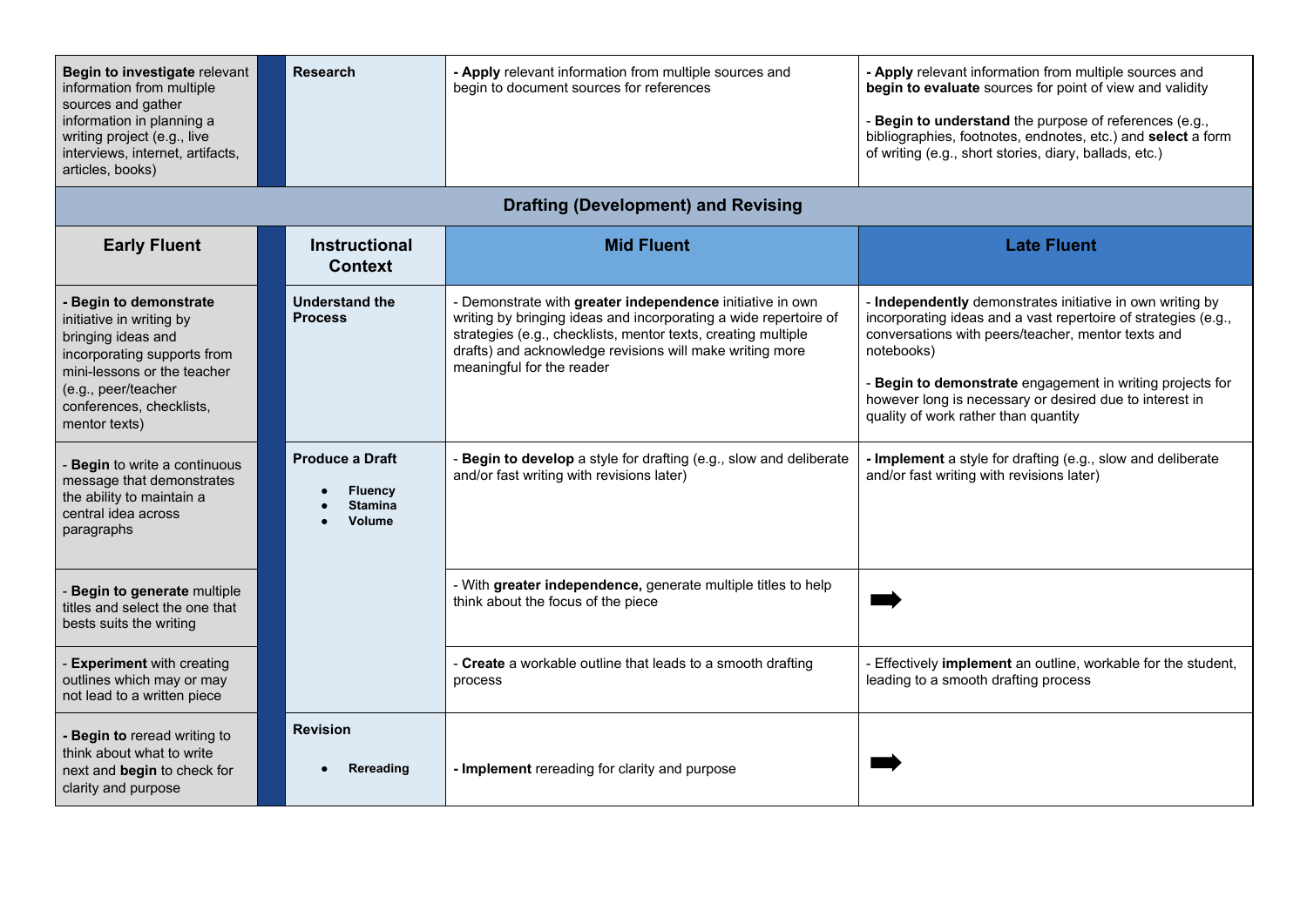| | | | |
|---|---|---|---|
| **Begin to investigate** relevant information from multiple sources and gather information in planning a writing project (e.g., live interviews, internet, artifacts, articles, books) | **Research** | - **Apply** relevant information from multiple sources and begin to document sources for references | - **Apply** relevant information from multiple sources and **begin to evaluate** sources for point of view and validity<br><br>- **Begin to understand** the purpose of references (e.g., bibliographies, footnotes, endnotes, etc.) and **select** a form of writing (e.g., short stories, diary, ballads, etc.) |

## Drafting (Development) and Revising

| Early Fluent | Instructional Context | Mid Fluent | Late Fluent |
|---|---|---|---|
| **- Begin to demonstrate** initiative in writing by bringing ideas and incorporating supports from mini-lessons or the teacher (e.g., peer/teacher conferences, checklists, mentor texts) | **Understand the Process** | - Demonstrate with **greater independence** initiative in own writing by bringing ideas and incorporating a wide repertoire of strategies (e.g., checklists, mentor texts, creating multiple drafts) and acknowledge revisions will make writing more meaningful for the reader | - **Independently** demonstrates initiative in own writing by incorporating ideas and a vast repertoire of strategies (e.g., conversations with peers/teacher, mentor texts and notebooks)<br><br>- **Begin to demonstrate** engagement in writing projects for however long is necessary or desired due to interest in quality of work rather than quantity |
| - **Begin** to write a continuous message that demonstrates the ability to maintain a central idea across paragraphs | **Produce a Draft**<br>• **Fluency**<br>• **Stamina**<br>• **Volume** | - **Begin to develop** a style for drafting (e.g., slow and deliberate and/or fast writing with revisions later) | **- Implement** a style for drafting (e.g., slow and deliberate and/or fast writing with revisions later) |
| - **Begin to generate** multiple titles and select the one that bests suits the writing | | - With **greater independence,** generate multiple titles to help think about the focus of the piece | ➡ |
| - **Experiment** with creating outlines which may or may not lead to a written piece | | - **Create** a workable outline that leads to a smooth drafting process | - Effectively **implement** an outline, workable for the student, leading to a smooth drafting process |
| **- Begin to** reread writing to think about what to write next and **begin** to check for clarity and purpose | **Revision**<br>• **Rereading** | **- Implement** rereading for clarity and purpose | ➡ |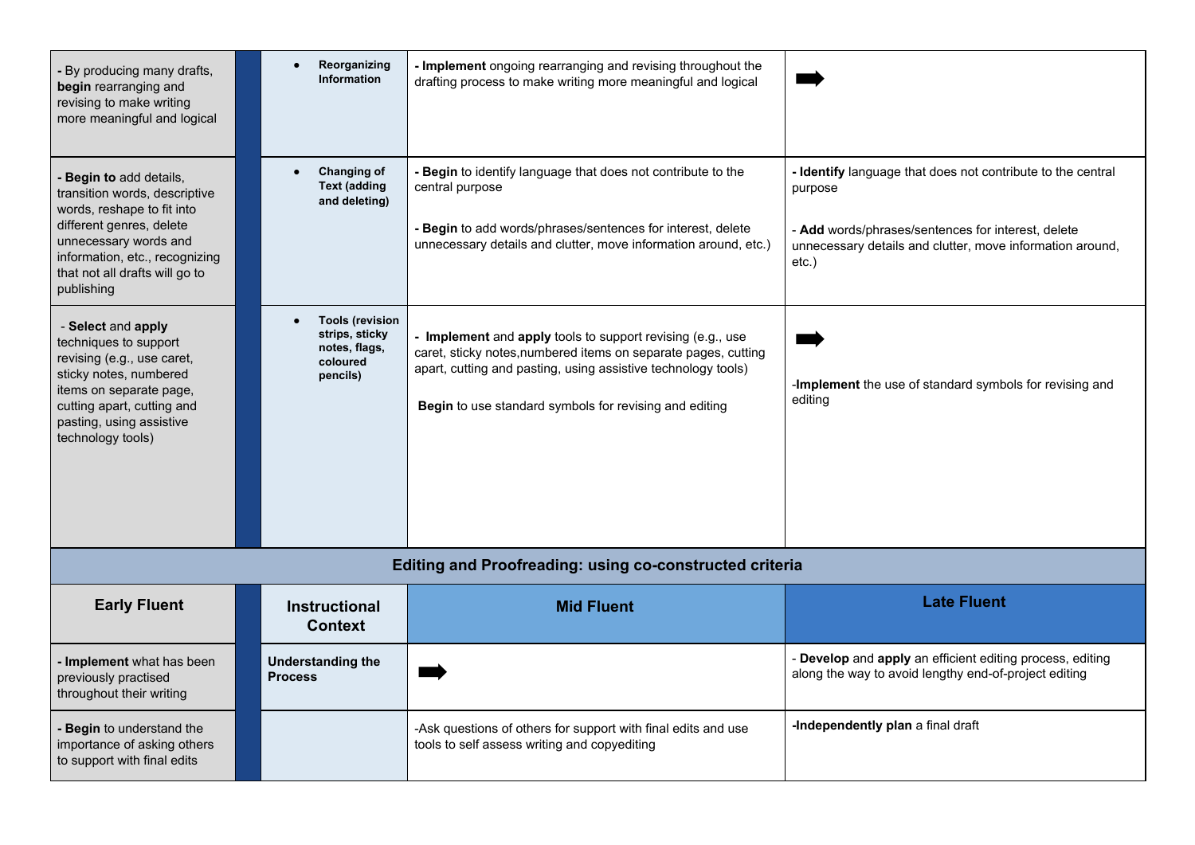| | | | |
|---|---|---|---|
| - By producing many drafts, **begin** rearranging and revising to make writing more meaningful and logical | • **Reorganizing Information** | - **Implement** ongoing rearranging and revising throughout the drafting process to make writing more meaningful and logical | ➡ |
| - **Begin to** add details, transition words, descriptive words, reshape to fit into different genres, delete unnecessary words and information, etc., recognizing that not all drafts will go to publishing | • **Changing of Text (adding and deleting)** | - **Begin** to identify language that does not contribute to the central purpose<br><br>- **Begin** to add words/phrases/sentences for interest, delete unnecessary details and clutter, move information around, etc.) | - **Identify** language that does not contribute to the central purpose<br><br>- **Add** words/phrases/sentences for interest, delete unnecessary details and clutter, move information around, etc.) |
| - **Select** and **apply** techniques to support revising (e.g., use caret, sticky notes, numbered items on separate page, cutting apart, cutting and pasting, using assistive technology tools) | • **Tools (revision strips, sticky notes, flags, coloured pencils)** | - **Implement** and **apply** tools to support revising (e.g., use caret, sticky notes,numbered items on separate pages, cutting apart, cutting and pasting, using assistive technology tools)<br><br>**Begin** to use standard symbols for revising and editing | ➡<br><br>-**Implement** the use of standard symbols for revising and editing |

**Editing and Proofreading: using co-constructed criteria**

| Early Fluent | Instructional Context | Mid Fluent | Late Fluent |
|---|---|---|---|
| - **Implement** what has been previously practised throughout their writing | **Understanding the Process** | ➡ | - **Develop** and **apply** an efficient editing process, editing along the way to avoid lengthy end-of-project editing |
| - **Begin** to understand the importance of asking others to support with final edits | | -Ask questions of others for support with final edits and use tools to self assess writing and copyediting | -**Independently plan** a final draft |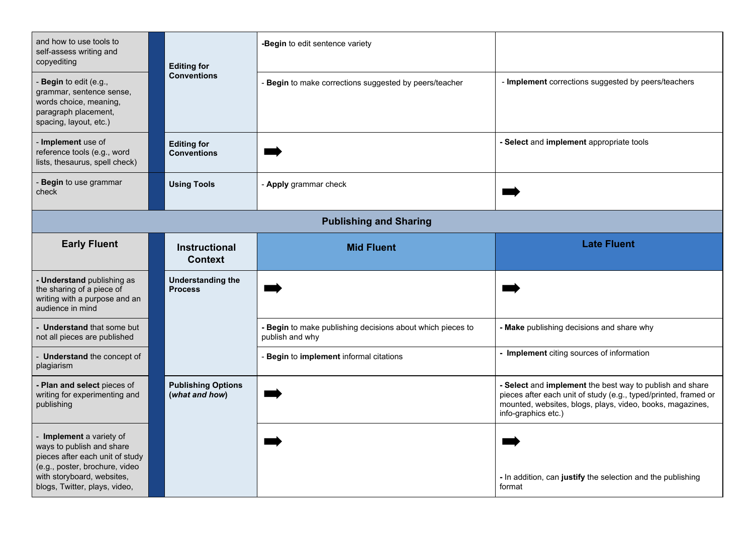| Early Fluent | Instructional Context | Mid Fluent | Late Fluent |
|---|---|---|---|
| and how to use tools to self-assess writing and copyediting | **Editing for Conventions** | **-Begin** to edit sentence variety | |
| - **Begin** to edit (e.g., grammar, sentence sense, words choice, meaning, paragraph placement, spacing, layout, etc.) | | - **Begin** to make corrections suggested by peers/teacher | - **Implement** corrections suggested by peers/teachers |
| - **Implement** use of reference tools (e.g., word lists, thesaurus, spell check) | **Editing for Conventions** | ➡ | **- Select** and **implement** appropriate tools |
| - **Begin** to use grammar check | **Using Tools** | - **Apply** grammar check | ➡ |

## Publishing and Sharing

| Early Fluent | Instructional Context | Mid Fluent | Late Fluent |
|---|---|---|---|
| **- Understand** publishing as the sharing of a piece of writing with a purpose and an audience in mind | **Understanding the Process** | ➡ | ➡ |
| - **Understand** that some but not all pieces are published | | - **Begin** to make publishing decisions about which pieces to publish and why | **- Make** publishing decisions and share why |
| - **Understand** the concept of plagiarism | | - **Begin** to **implement** informal citations | - **Implement** citing sources of information |
| **- Plan and select** pieces of writing for experimenting and publishing | **Publishing Options (*what and how*)** | ➡ | **- Select** and **implement** the best way to publish and share pieces after each unit of study (e.g., typed/printed, framed or mounted, websites, blogs, plays, video, books, magazines, info-graphics etc.) |
| - **Implement** a variety of ways to publish and share pieces after each unit of study (e.g., poster, brochure, video with storyboard, websites, blogs, Twitter, plays, video, | | ➡ | ➡ **-** In addition, can **justify** the selection and the publishing format |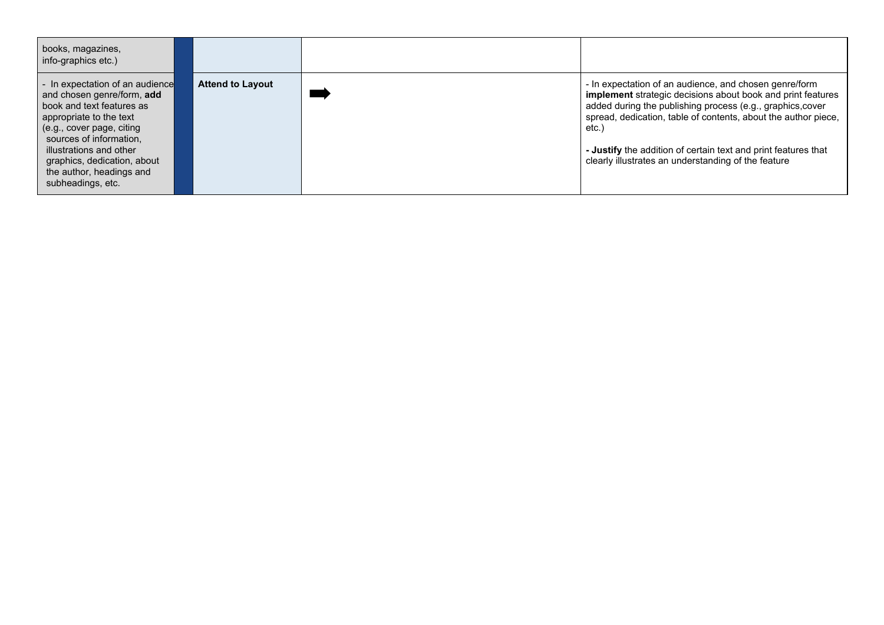| | | | | |
|---|---|---|---|---|
| books, magazines, info-graphics etc.) | | | | |
| - In expectation of an audience and chosen genre/form, **add** book and text features as appropriate to the text (e.g., cover page, citing sources of information, illustrations and other graphics, dedication, about the author, headings and subheadings, etc. | | **Attend to Layout** | ➡ | - In expectation of an audience, and chosen genre/form **implement** strategic decisions about book and print features added during the publishing process (e.g., graphics,cover spread, dedication, table of contents, about the author piece, etc.)<br><br>**- Justify** the addition of certain text and print features that clearly illustrates an understanding of the feature |